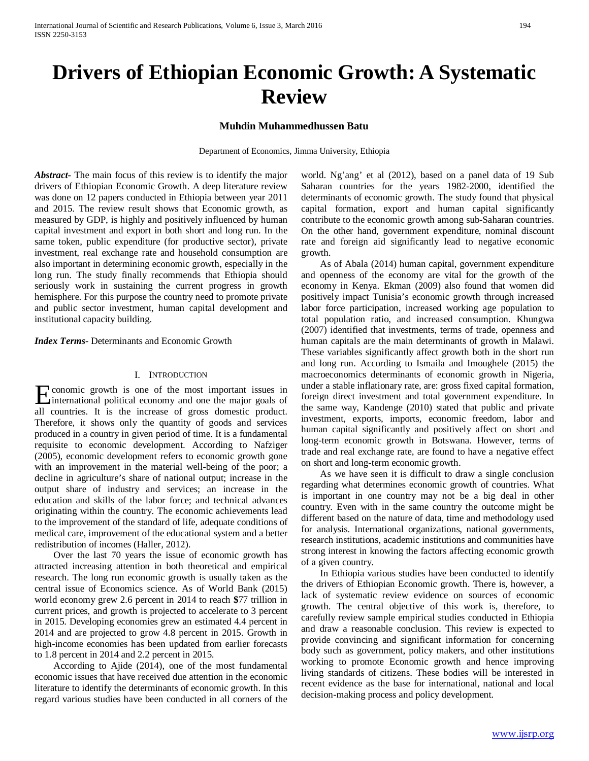# Drivers of Ethiopian Economic Growth: A Systematic Review

**Muhdin Muhammedhussen Batu**

Department of Economics, Jimma University, Ethiopia

***Abstract***- The main focus of this review is to identify the major drivers of Ethiopian Economic Growth. A deep literature review was done on 12 papers conducted in Ethiopia between year 2011 and 2015. The review result shows that Economic growth, as measured by GDP, is highly and positively influenced by human capital investment and export in both short and long run. In the same token, public expenditure (for productive sector), private investment, real exchange rate and household consumption are also important in determining economic growth, especially in the long run. The study finally recommends that Ethiopia should seriously work in sustaining the current progress in growth hemisphere. For this purpose the country need to promote private and public sector investment, human capital development and institutional capacity building.

***Index Terms***- Determinants and Economic Growth

## I. Introduction

Economic growth is one of the most important issues in international political economy and one the major goals of all countries. It is the increase of gross domestic product. Therefore, it shows only the quantity of goods and services produced in a country in given period of time. It is a fundamental requisite to economic development. According to Nafziger (2005), economic development refers to economic growth gone with an improvement in the material well-being of the poor; a decline in agriculture's share of national output; increase in the output share of industry and services; an increase in the education and skills of the labor force; and technical advances originating within the country. The economic achievements lead to the improvement of the standard of life, adequate conditions of medical care, improvement of the educational system and a better redistribution of incomes (Haller, 2012).

Over the last 70 years the issue of economic growth has attracted increasing attention in both theoretical and empirical research. The long run economic growth is usually taken as the central issue of Economics science. As of World Bank (2015) world economy grew 2.6 percent in 2014 to reach $77 trillion in current prices, and growth is projected to accelerate to 3 percent in 2015. Developing economies grew an estimated 4.4 percent in 2014 and are projected to grow 4.8 percent in 2015. Growth in high-income economies has been updated from earlier forecasts to 1.8 percent in 2014 and 2.2 percent in 2015.

According to Ajide (2014), one of the most fundamental economic issues that have received due attention in the economic literature to identify the determinants of economic growth. In this regard various studies have been conducted in all corners of the world. Ng'ang' et al (2012), based on a panel data of 19 Sub Saharan countries for the years 1982-2000, identified the determinants of economic growth. The study found that physical capital formation, export and human capital significantly contribute to the economic growth among sub-Saharan countries. On the other hand, government expenditure, nominal discount rate and foreign aid significantly lead to negative economic growth.

As of Abala (2014) human capital, government expenditure and openness of the economy are vital for the growth of the economy in Kenya. Ekman (2009) also found that women did positively impact Tunisia's economic growth through increased labor force participation, increased working age population to total population ratio, and increased consumption. Khungwa (2007) identified that investments, terms of trade, openness and human capitals are the main determinants of growth in Malawi. These variables significantly affect growth both in the short run and long run. According to Ismaila and Imoughele (2015) the macroeconomics determinants of economic growth in Nigeria, under a stable inflationary rate, are: gross fixed capital formation, foreign direct investment and total government expenditure. In the same way, Kandenge (2010) stated that public and private investment, exports, imports, economic freedom, labor and human capital significantly and positively affect on short and long-term economic growth in Botswana. However, terms of trade and real exchange rate, are found to have a negative effect on short and long-term economic growth.

As we have seen it is difficult to draw a single conclusion regarding what determines economic growth of countries. What is important in one country may not be a big deal in other country. Even with in the same country the outcome might be different based on the nature of data, time and methodology used for analysis. International organizations, national governments, research institutions, academic institutions and communities have strong interest in knowing the factors affecting economic growth of a given country.

In Ethiopia various studies have been conducted to identify the drivers of Ethiopian Economic growth. There is, however, a lack of systematic review evidence on sources of economic growth. The central objective of this work is, therefore, to carefully review sample empirical studies conducted in Ethiopia and draw a reasonable conclusion. This review is expected to provide convincing and significant information for concerning body such as government, policy makers, and other institutions working to promote Economic growth and hence improving living standards of citizens. These bodies will be interested in recent evidence as the base for international, national and local decision-making process and policy development.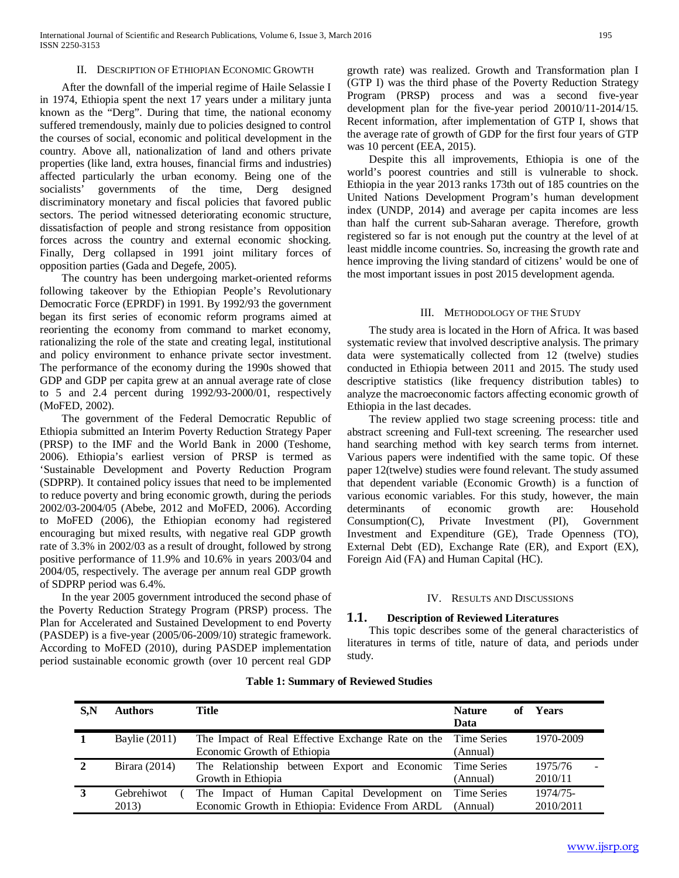## II. Description of Ethiopian Economic Growth

After the downfall of the imperial regime of Haile Selassie I in 1974, Ethiopia spent the next 17 years under a military junta known as the "Derg". During that time, the national economy suffered tremendously, mainly due to policies designed to control the courses of social, economic and political development in the country. Above all, nationalization of land and others private properties (like land, extra houses, financial firms and industries) affected particularly the urban economy. Being one of the socialists' governments of the time, Derg designed discriminatory monetary and fiscal policies that favored public sectors. The period witnessed deteriorating economic structure, dissatisfaction of people and strong resistance from opposition forces across the country and external economic shocking. Finally, Derg collapsed in 1991 joint military forces of opposition parties (Gada and Degefe, 2005).

The country has been undergoing market-oriented reforms following takeover by the Ethiopian People's Revolutionary Democratic Force (EPRDF) in 1991. By 1992/93 the government began its first series of economic reform programs aimed at reorienting the economy from command to market economy, rationalizing the role of the state and creating legal, institutional and policy environment to enhance private sector investment. The performance of the economy during the 1990s showed that GDP and GDP per capita grew at an annual average rate of close to 5 and 2.4 percent during 1992/93-2000/01, respectively (MoFED, 2002).

The government of the Federal Democratic Republic of Ethiopia submitted an Interim Poverty Reduction Strategy Paper (PRSP) to the IMF and the World Bank in 2000 (Teshome, 2006). Ethiopia's earliest version of PRSP is termed as 'Sustainable Development and Poverty Reduction Program (SDPRP). It contained policy issues that need to be implemented to reduce poverty and bring economic growth, during the periods 2002/03-2004/05 (Abebe, 2012 and MoFED, 2006). According to MoFED (2006), the Ethiopian economy had registered encouraging but mixed results, with negative real GDP growth rate of 3.3% in 2002/03 as a result of drought, followed by strong positive performance of 11.9% and 10.6% in years 2003/04 and 2004/05, respectively. The average per annum real GDP growth of SDPRP period was 6.4%.

In the year 2005 government introduced the second phase of the Poverty Reduction Strategy Program (PRSP) process. The Plan for Accelerated and Sustained Development to end Poverty (PASDEP) is a five-year (2005/06-2009/10) strategic framework. According to MoFED (2010), during PASDEP implementation period sustainable economic growth (over 10 percent real GDP growth rate) was realized. Growth and Transformation plan I (GTP I) was the third phase of the Poverty Reduction Strategy Program (PRSP) process and was a second five-year development plan for the five-year period 20010/11-2014/15. Recent information, after implementation of GTP I, shows that the average rate of growth of GDP for the first four years of GTP was 10 percent (EEA, 2015).

Despite this all improvements, Ethiopia is one of the world's poorest countries and still is vulnerable to shock. Ethiopia in the year 2013 ranks 173th out of 185 countries on the United Nations Development Program's human development index (UNDP, 2014) and average per capita incomes are less than half the current sub-Saharan average. Therefore, growth registered so far is not enough put the country at the level of at least middle income countries. So, increasing the growth rate and hence improving the living standard of citizens' would be one of the most important issues in post 2015 development agenda.

## III. Methodology of the Study

The study area is located in the Horn of Africa. It was based systematic review that involved descriptive analysis. The primary data were systematically collected from 12 (twelve) studies conducted in Ethiopia between 2011 and 2015. The study used descriptive statistics (like frequency distribution tables) to analyze the macroeconomic factors affecting economic growth of Ethiopia in the last decades.

The review applied two stage screening process: title and abstract screening and Full-text screening. The researcher used hand searching method with key search terms from internet. Various papers were indentified with the same topic. Of these paper 12(twelve) studies were found relevant. The study assumed that dependent variable (Economic Growth) is a function of various economic variables. For this study, however, the main determinants of economic growth are: Household Consumption(C), Private Investment (PI), Government Investment and Expenditure (GE), Trade Openness (TO), External Debt (ED), Exchange Rate (ER), and Export (EX), Foreign Aid (FA) and Human Capital (HC).

## IV. Results and Discussions

### 1.1. Description of Reviewed Literatures

This topic describes some of the general characteristics of literatures in terms of title, nature of data, and periods under study.

**Table 1: Summary of Reviewed Studies**

| S,N | Authors | Title | Nature of Data | Years |
|---|---|---|---|---|
| 1 | Baylie (2011) | The Impact of Real Effective Exchange Rate on the Economic Growth of Ethiopia | Time Series (Annual) | 1970-2009 |
| 2 | Birara (2014) | The Relationship between Export and Economic Growth in Ethiopia | Time Series (Annual) | 1975/76 - 2010/11 |
| 3 | Gebrehiwot ( 2013) | The Impact of Human Capital Development on Economic Growth in Ethiopia: Evidence From ARDL | Time Series (Annual) | 1974/75-2010/2011 |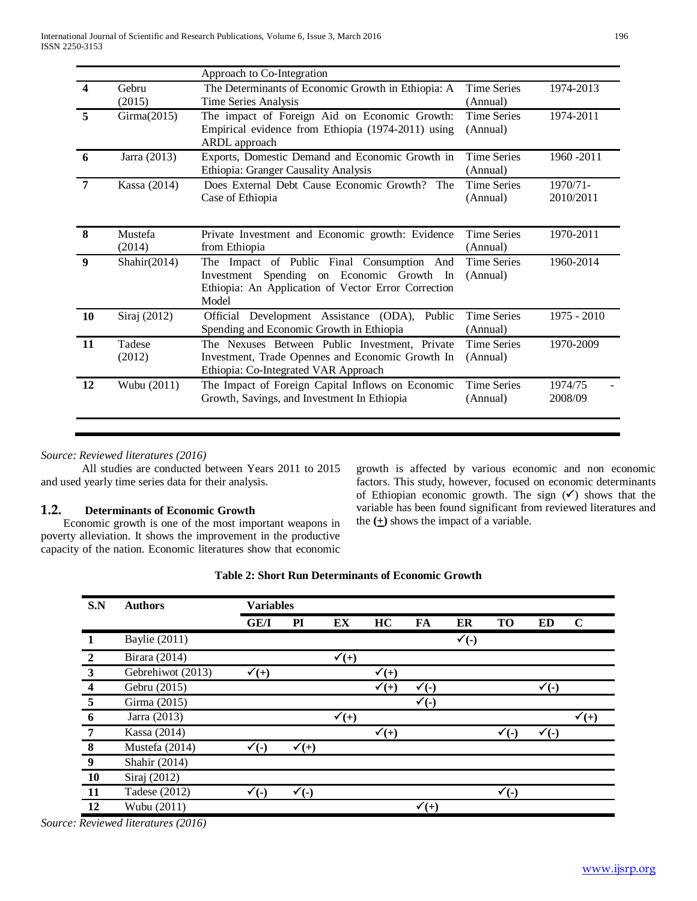| | | Approach to Co-Integration | | |
|---|---|---|---|---|
| 4 | Gebru (2015) | The Determinants of Economic Growth in Ethiopia: A Time Series Analysis | Time Series (Annual) | 1974-2013 |
| 5 | Girma(2015) | The impact of Foreign Aid on Economic Growth: Empirical evidence from Ethiopia (1974-2011) using ARDL approach | Time Series (Annual) | 1974-2011 |
| 6 | Jarra (2013) | Exports, Domestic Demand and Economic Growth in Ethiopia: Granger Causality Analysis | Time Series (Annual) | 1960 -2011 |
| 7 | Kassa (2014) | Does External Debt Cause Economic Growth? The Case of Ethiopia | Time Series (Annual) | 1970/71-2010/2011 |
| 8 | Mustefa (2014) | Private Investment and Economic growth: Evidence from Ethiopia | Time Series (Annual) | 1970-2011 |
| 9 | Shahir(2014) | The Impact of Public Final Consumption And Investment Spending on Economic Growth In Ethiopia: An Application of Vector Error Correction Model | Time Series (Annual) | 1960-2014 |
| 10 | Siraj (2012) | Official Development Assistance (ODA), Public Spending and Economic Growth in Ethiopia | Time Series (Annual) | 1975 - 2010 |
| 11 | Tadese (2012) | The Nexuses Between Public Investment, Private Investment, Trade Opennes and Economic Growth In Ethiopia: Co-Integrated VAR Approach | Time Series (Annual) | 1970-2009 |
| 12 | Wubu (2011) | The Impact of Foreign Capital Inflows on Economic Growth, Savings, and Investment In Ethiopia | Time Series (Annual) | 1974/75 - 2008/09 |

*Source: Reviewed literatures (2016)*

All studies are conducted between Years 2011 to 2015 and used yearly time series data for their analysis.

## 1.2. Determinants of Economic Growth

Economic growth is one of the most important weapons in poverty alleviation. It shows the improvement in the productive capacity of the nation. Economic literatures show that economic growth is affected by various economic and non economic factors. This study, however, focused on economic determinants of Ethiopian economic growth. The sign (✓) shows that the variable has been found significant from reviewed literatures and the (±) shows the impact of a variable.

**Table 2: Short Run Determinants of Economic Growth**

| S.N | Authors | Variables | | | | | | | | |
|---|---|---|---|---|---|---|---|---|---|---|
| | | GE/I | PI | EX | HC | FA | ER | TO | ED | C |
| 1 | Baylie (2011) | | | | | | ✓(-) | | | |
| 2 | Birara (2014) | | | ✓(+) | | | | | | |
| 3 | Gebrehiwot (2013) | ✓(+) | | | ✓(+) | | | | | |
| 4 | Gebru (2015) | | | | ✓(+) | ✓(-) | | | ✓(-) | |
| 5 | Girma (2015) | | | | | ✓(-) | | | | |
| 6 | Jarra (2013) | | | ✓(+) | | | | | | ✓(+) |
| 7 | Kassa (2014) | | | | ✓(+) | | | ✓(-) | ✓(-) | |
| 8 | Mustefa (2014) | ✓(-) | ✓(+) | | | | | | | |
| 9 | Shahir (2014) | | | | | | | | | |
| 10 | Siraj (2012) | | | | | | | | | |
| 11 | Tadese (2012) | ✓(-) | ✓(-) | | | | | ✓(-) | | |
| 12 | Wubu (2011) | | | | | ✓(+) | | | | |

*Source: Reviewed literatures (2016)*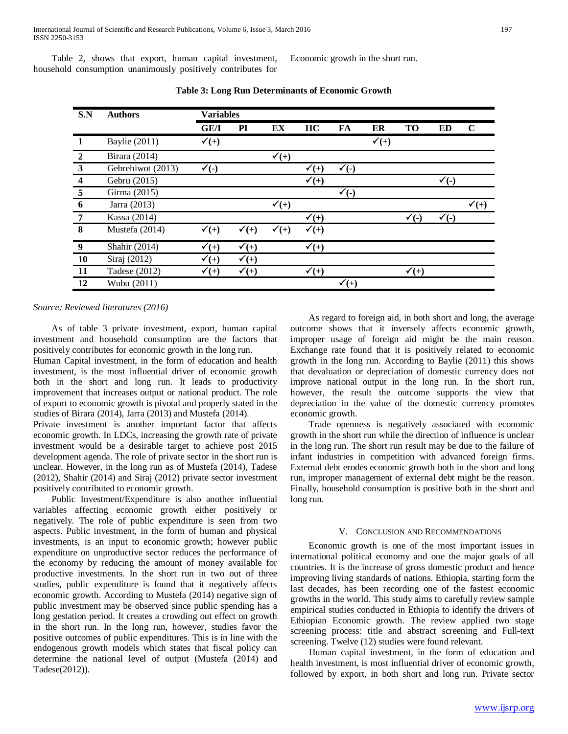Table 2, shows that export, human capital investment, household consumption unanimously positively contributes for Economic growth in the short run.

**Table 3: Long Run Determinants of Economic Growth**

| S.N | Authors | Variables | | | | | | | | |
|---|---|---|---|---|---|---|---|---|---|---|
| | | GE/I | PI | EX | HC | FA | ER | TO | ED | C |
| 1 | Baylie (2011) | ✓(+) | | | | | ✓(+) | | | |
| 2 | Birara (2014) | | | ✓(+) | | | | | | |
| 3 | Gebrehiwot (2013) | ✓(-) | | | ✓(+) | ✓(-) | | | | |
| 4 | Gebru (2015) | | | | ✓(+) | | | | ✓(-) | |
| 5 | Girma (2015) | | | | | ✓(-) | | | | |
| 6 | Jarra (2013) | | | ✓(+) | | | | | | ✓(+) |
| 7 | Kassa (2014) | | | | ✓(+) | | | ✓(-) | ✓(-) | |
| 8 | Mustefa (2014) | ✓(+) | ✓(+) | ✓(+) | ✓(+) | | | | | |
| 9 | Shahir (2014) | ✓(+) | ✓(+) | | ✓(+) | | | | | |
| 10 | Siraj (2012) | ✓(+) | ✓(+) | | | | | | | |
| 11 | Tadese (2012) | ✓(+) | ✓(+) | | ✓(+) | | | ✓(+) | | |
| 12 | Wubu (2011) | | | | | ✓(+) | | | | |

*Source: Reviewed literatures (2016)*

As of table 3 private investment, export, human capital investment and household consumption are the factors that positively contributes for economic growth in the long run.

Human Capital investment, in the form of education and health investment, is the most influential driver of economic growth both in the short and long run. It leads to productivity improvement that increases output or national product. The role of export to economic growth is pivotal and properly stated in the studies of Birara (2014), Jarra (2013) and Mustefa (2014).

Private investment is another important factor that affects economic growth. In LDCs, increasing the growth rate of private investment would be a desirable target to achieve post 2015 development agenda. The role of private sector in the short run is unclear. However, in the long run as of Mustefa (2014), Tadese (2012), Shahir (2014) and Siraj (2012) private sector investment positively contributed to economic growth.

Public Investment/Expenditure is also another influential variables affecting economic growth either positively or negatively. The role of public expenditure is seen from two aspects. Public investment, in the form of human and physical investments, is an input to economic growth; however public expenditure on unproductive sector reduces the performance of the economy by reducing the amount of money available for productive investments. In the short run in two out of three studies, public expenditure is found that it negatively affects economic growth. According to Mustefa (2014) negative sign of public investment may be observed since public spending has a long gestation period. It creates a crowding out effect on growth in the short run. In the long run, however, studies favor the positive outcomes of public expenditures. This is in line with the endogenous growth models which states that fiscal policy can determine the national level of output (Mustefa (2014) and Tadese(2012)).

As regard to foreign aid, in both short and long, the average outcome shows that it inversely affects economic growth, improper usage of foreign aid might be the main reason. Exchange rate found that it is positively related to economic growth in the long run. According to Baylie (2011) this shows that devaluation or depreciation of domestic currency does not improve national output in the long run. In the short run, however, the result the outcome supports the view that depreciation in the value of the domestic currency promotes economic growth.

Trade openness is negatively associated with economic growth in the short run while the direction of influence is unclear in the long run. The short run result may be due to the failure of infant industries in competition with advanced foreign firms. External debt erodes economic growth both in the short and long run, improper management of external debt might be the reason. Finally, household consumption is positive both in the short and long run.

## V. Conclusion and Recommendations

Economic growth is one of the most important issues in international political economy and one the major goals of all countries. It is the increase of gross domestic product and hence improving living standards of nations. Ethiopia, starting form the last decades, has been recording one of the fastest economic growths in the world. This study aims to carefully review sample empirical studies conducted in Ethiopia to identify the drivers of Ethiopian Economic growth. The review applied two stage screening process: title and abstract screening and Full-text screening. Twelve (12) studies were found relevant.

Human capital investment, in the form of education and health investment, is most influential driver of economic growth, followed by export, in both short and long run. Private sector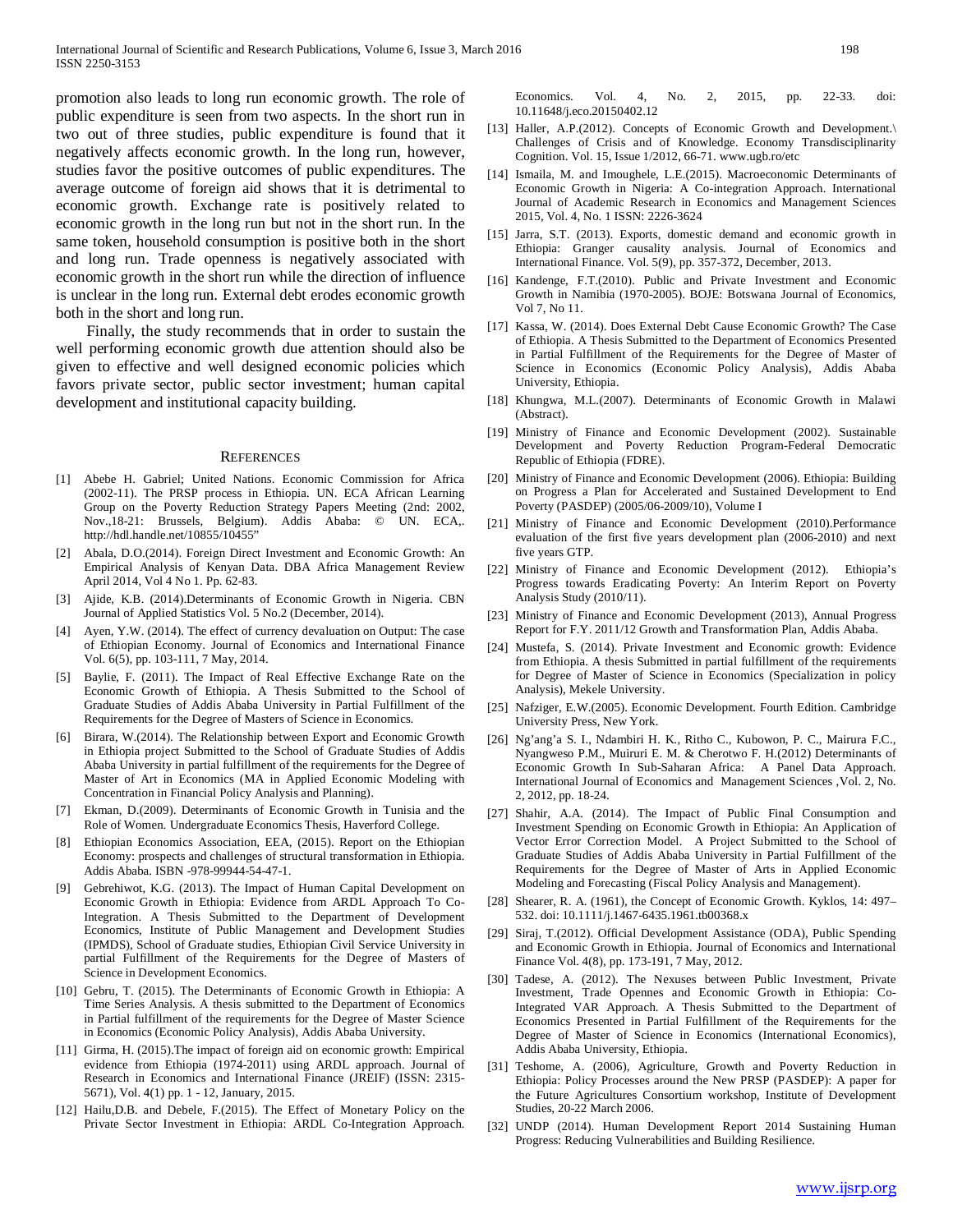promotion also leads to long run economic growth. The role of public expenditure is seen from two aspects. In the short run in two out of three studies, public expenditure is found that it negatively affects economic growth. In the long run, however, studies favor the positive outcomes of public expenditures. The average outcome of foreign aid shows that it is detrimental to economic growth. Exchange rate is positively related to economic growth in the long run but not in the short run. In the same token, household consumption is positive both in the short and long run. Trade openness is negatively associated with economic growth in the short run while the direction of influence is unclear in the long run. External debt erodes economic growth both in the short and long run.

Finally, the study recommends that in order to sustain the well performing economic growth due attention should also be given to effective and well designed economic policies which favors private sector, public sector investment; human capital development and institutional capacity building.

## References

[1] Abebe H. Gabriel; United Nations. Economic Commission for Africa (2002-11). The PRSP process in Ethiopia. UN. ECA African Learning Group on the Poverty Reduction Strategy Papers Meeting (2nd: 2002, Nov.,18-21: Brussels, Belgium). Addis Ababa: © UN. ECA,. http://hdl.handle.net/10855/10455"

[2] Abala, D.O.(2014). Foreign Direct Investment and Economic Growth: An Empirical Analysis of Kenyan Data. DBA Africa Management Review April 2014, Vol 4 No 1. Pp. 62-83.

[3] Ajide, K.B. (2014).Determinants of Economic Growth in Nigeria. CBN Journal of Applied Statistics Vol. 5 No.2 (December, 2014).

[4] Ayen, Y.W. (2014). The effect of currency devaluation on Output: The case of Ethiopian Economy. Journal of Economics and International Finance Vol. 6(5), pp. 103-111, 7 May, 2014.

[5] Baylie, F. (2011). The Impact of Real Effective Exchange Rate on the Economic Growth of Ethiopia. A Thesis Submitted to the School of Graduate Studies of Addis Ababa University in Partial Fulfillment of the Requirements for the Degree of Masters of Science in Economics.

[6] Birara, W.(2014). The Relationship between Export and Economic Growth in Ethiopia project Submitted to the School of Graduate Studies of Addis Ababa University in partial fulfillment of the requirements for the Degree of Master of Art in Economics (MA in Applied Economic Modeling with Concentration in Financial Policy Analysis and Planning).

[7] Ekman, D.(2009). Determinants of Economic Growth in Tunisia and the Role of Women. Undergraduate Economics Thesis, Haverford College.

[8] Ethiopian Economics Association, EEA, (2015). Report on the Ethiopian Economy: prospects and challenges of structural transformation in Ethiopia. Addis Ababa. ISBN -978-99944-54-47-1.

[9] Gebrehiwot, K.G. (2013). The Impact of Human Capital Development on Economic Growth in Ethiopia: Evidence from ARDL Approach To Co-Integration. A Thesis Submitted to the Department of Development Economics, Institute of Public Management and Development Studies (IPMDS), School of Graduate studies, Ethiopian Civil Service University in partial Fulfillment of the Requirements for the Degree of Masters of Science in Development Economics.

[10] Gebru, T. (2015). The Determinants of Economic Growth in Ethiopia: A Time Series Analysis. A thesis submitted to the Department of Economics in Partial fulfillment of the requirements for the Degree of Master Science in Economics (Economic Policy Analysis), Addis Ababa University.

[11] Girma, H. (2015).The impact of foreign aid on economic growth: Empirical evidence from Ethiopia (1974-2011) using ARDL approach. Journal of Research in Economics and International Finance (JREIF) (ISSN: 2315-5671), Vol. 4(1) pp. 1 - 12, January, 2015.

[12] Hailu,D.B. and Debele, F.(2015). The Effect of Monetary Policy on the Private Sector Investment in Ethiopia: ARDL Co-Integration Approach. Economics. Vol. 4, No. 2, 2015, pp. 22-33. doi: 10.11648/j.eco.20150402.12

[13] Haller, A.P.(2012). Concepts of Economic Growth and Development.\ Challenges of Crisis and of Knowledge. Economy Transdisciplinarity Cognition. Vol. 15, Issue 1/2012, 66-71. www.ugb.ro/etc

[14] Ismaila, M. and Imoughele, L.E.(2015). Macroeconomic Determinants of Economic Growth in Nigeria: A Co-integration Approach. International Journal of Academic Research in Economics and Management Sciences 2015, Vol. 4, No. 1 ISSN: 2226-3624

[15] Jarra, S.T. (2013). Exports, domestic demand and economic growth in Ethiopia: Granger causality analysis. Journal of Economics and International Finance. Vol. 5(9), pp. 357-372, December, 2013.

[16] Kandenge, F.T.(2010). Public and Private Investment and Economic Growth in Namibia (1970-2005). BOJE: Botswana Journal of Economics, Vol 7, No 11.

[17] Kassa, W. (2014). Does External Debt Cause Economic Growth? The Case of Ethiopia. A Thesis Submitted to the Department of Economics Presented in Partial Fulfillment of the Requirements for the Degree of Master of Science in Economics (Economic Policy Analysis), Addis Ababa University, Ethiopia.

[18] Khungwa, M.L.(2007). Determinants of Economic Growth in Malawi (Abstract).

[19] Ministry of Finance and Economic Development (2002). Sustainable Development and Poverty Reduction Program-Federal Democratic Republic of Ethiopia (FDRE).

[20] Ministry of Finance and Economic Development (2006). Ethiopia: Building on Progress a Plan for Accelerated and Sustained Development to End Poverty (PASDEP) (2005/06-2009/10), Volume I

[21] Ministry of Finance and Economic Development (2010).Performance evaluation of the first five years development plan (2006-2010) and next five years GTP.

[22] Ministry of Finance and Economic Development (2012). Ethiopia's Progress towards Eradicating Poverty: An Interim Report on Poverty Analysis Study (2010/11).

[23] Ministry of Finance and Economic Development (2013), Annual Progress Report for F.Y. 2011/12 Growth and Transformation Plan, Addis Ababa.

[24] Mustefa, S. (2014). Private Investment and Economic growth: Evidence from Ethiopia. A thesis Submitted in partial fulfillment of the requirements for Degree of Master of Science in Economics (Specialization in policy Analysis), Mekele University.

[25] Nafziger, E.W.(2005). Economic Development. Fourth Edition. Cambridge University Press, New York.

[26] Ng'ang'a S. I., Ndambiri H. K., Ritho C., Kubowon, P. C., Mairura F.C., Nyangweso P.M., Muiruri E. M. & Cherotwo F. H.(2012) Determinants of Economic Growth In Sub-Saharan Africa: A Panel Data Approach. International Journal of Economics and Management Sciences ,Vol. 2, No. 2, 2012, pp. 18-24.

[27] Shahir, A.A. (2014). The Impact of Public Final Consumption and Investment Spending on Economic Growth in Ethiopia: An Application of Vector Error Correction Model. A Project Submitted to the School of Graduate Studies of Addis Ababa University in Partial Fulfillment of the Requirements for the Degree of Master of Arts in Applied Economic Modeling and Forecasting (Fiscal Policy Analysis and Management).

[28] Shearer, R. A. (1961), the Concept of Economic Growth. Kyklos, 14: 497–532. doi: 10.1111/j.1467-6435.1961.tb00368.x

[29] Siraj, T.(2012). Official Development Assistance (ODA), Public Spending and Economic Growth in Ethiopia. Journal of Economics and International Finance Vol. 4(8), pp. 173-191, 7 May, 2012.

[30] Tadese, A. (2012). The Nexuses between Public Investment, Private Investment, Trade Opennes and Economic Growth in Ethiopia: Co-Integrated VAR Approach. A Thesis Submitted to the Department of Economics Presented in Partial Fulfillment of the Requirements for the Degree of Master of Science in Economics (International Economics), Addis Ababa University, Ethiopia.

[31] Teshome, A. (2006), Agriculture, Growth and Poverty Reduction in Ethiopia: Policy Processes around the New PRSP (PASDEP): A paper for the Future Agricultures Consortium workshop, Institute of Development Studies, 20-22 March 2006.

[32] UNDP (2014). Human Development Report 2014 Sustaining Human Progress: Reducing Vulnerabilities and Building Resilience.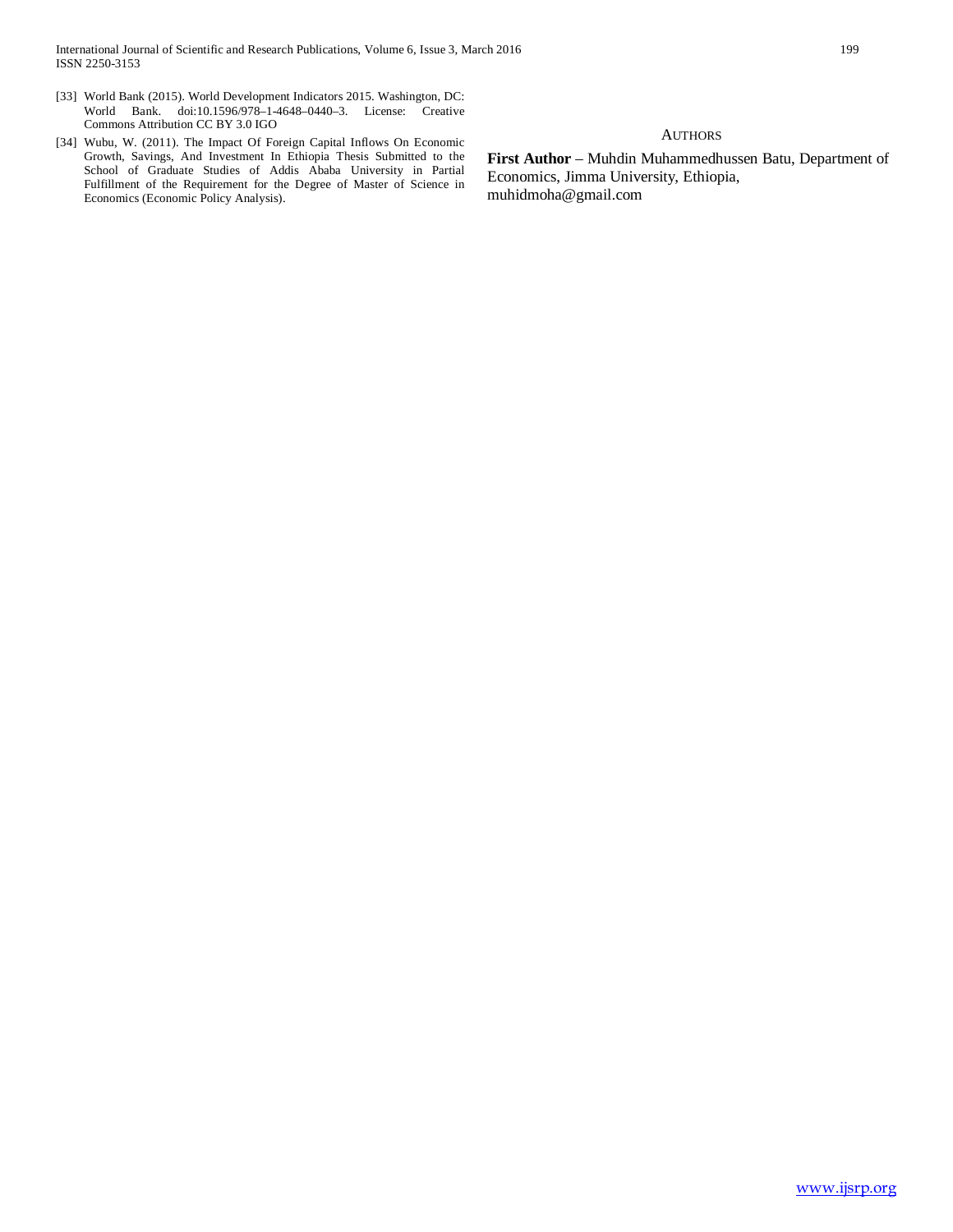[33] World Bank (2015). World Development Indicators 2015. Washington, DC: World Bank. doi:10.1596/978–1-4648–0440–3. License: Creative Commons Attribution CC BY 3.0 IGO

[34] Wubu, W. (2011). The Impact Of Foreign Capital Inflows On Economic Growth, Savings, And Investment In Ethiopia Thesis Submitted to the School of Graduate Studies of Addis Ababa University in Partial Fulfillment of the Requirement for the Degree of Master of Science in Economics (Economic Policy Analysis).

## AUTHORS

**First Author** – Muhdin Muhammedhussen Batu, Department of Economics, Jimma University, Ethiopia, muhidmoha@gmail.com